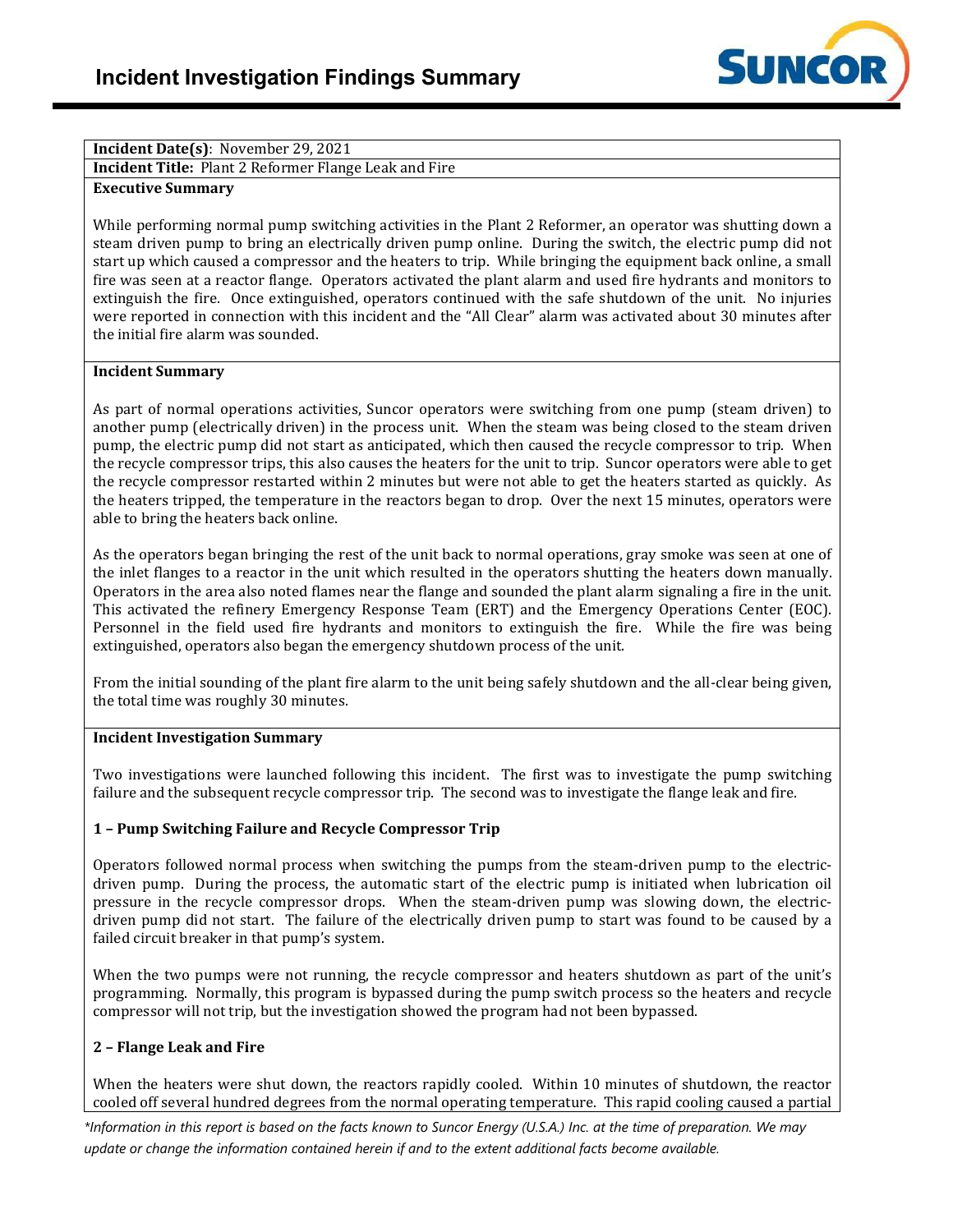# Incident Investigation Findings Summary

**Incident Date(s)**: November 29, 2021

**Incident Title:** Plant 2 Reformer Flange Leak and Fire

**Executive Summary**

While performing normal pump switching activities in the Plant 2 Reformer, an operator was shutting down a steam driven pump to bring an electrically driven pump online. During the switch, the electric pump did not start up which caused a compressor and the heaters to trip. While bringing the equipment back online, a small fire was seen at a reactor flange. Operators activated the plant alarm and used fire hydrants and monitors to extinguish the fire. Once extinguished, operators continued with the safe shutdown of the unit. No injuries were reported in connection with this incident and the "All Clear" alarm was activated about 30 minutes after the initial fire alarm was sounded.

**Incident Summary**

As part of normal operations activities, Suncor operators were switching from one pump (steam driven) to another pump (electrically driven) in the process unit. When the steam was being closed to the steam driven pump, the electric pump did not start as anticipated, which then caused the recycle compressor to trip. When the recycle compressor trips, this also causes the heaters for the unit to trip. Suncor operators were able to get the recycle compressor restarted within 2 minutes but were not able to get the heaters started as quickly. As the heaters tripped, the temperature in the reactors began to drop. Over the next 15 minutes, operators were able to bring the heaters back online.

As the operators began bringing the rest of the unit back to normal operations, gray smoke was seen at one of the inlet flanges to a reactor in the unit which resulted in the operators shutting the heaters down manually. Operators in the area also noted flames near the flange and sounded the plant alarm signaling a fire in the unit. This activated the refinery Emergency Response Team (ERT) and the Emergency Operations Center (EOC). Personnel in the field used fire hydrants and monitors to extinguish the fire. While the fire was being extinguished, operators also began the emergency shutdown process of the unit.

From the initial sounding of the plant fire alarm to the unit being safely shutdown and the all-clear being given, the total time was roughly 30 minutes.

**Incident Investigation Summary**

Two investigations were launched following this incident. The first was to investigate the pump switching failure and the subsequent recycle compressor trip. The second was to investigate the flange leak and fire.

**1 – Pump Switching Failure and Recycle Compressor Trip**

Operators followed normal process when switching the pumps from the steam-driven pump to the electric-driven pump. During the process, the automatic start of the electric pump is initiated when lubrication oil pressure in the recycle compressor drops. When the steam-driven pump was slowing down, the electric-driven pump did not start. The failure of the electrically driven pump to start was found to be caused by a failed circuit breaker in that pump's system.

When the two pumps were not running, the recycle compressor and heaters shutdown as part of the unit's programming. Normally, this program is bypassed during the pump switch process so the heaters and recycle compressor will not trip, but the investigation showed the program had not been bypassed.

**2 – Flange Leak and Fire**

When the heaters were shut down, the reactors rapidly cooled. Within 10 minutes of shutdown, the reactor cooled off several hundred degrees from the normal operating temperature. This rapid cooling caused a partial

*\*Information in this report is based on the facts known to Suncor Energy (U.S.A.) Inc. at the time of preparation. We may update or change the information contained herein if and to the extent additional facts become available.*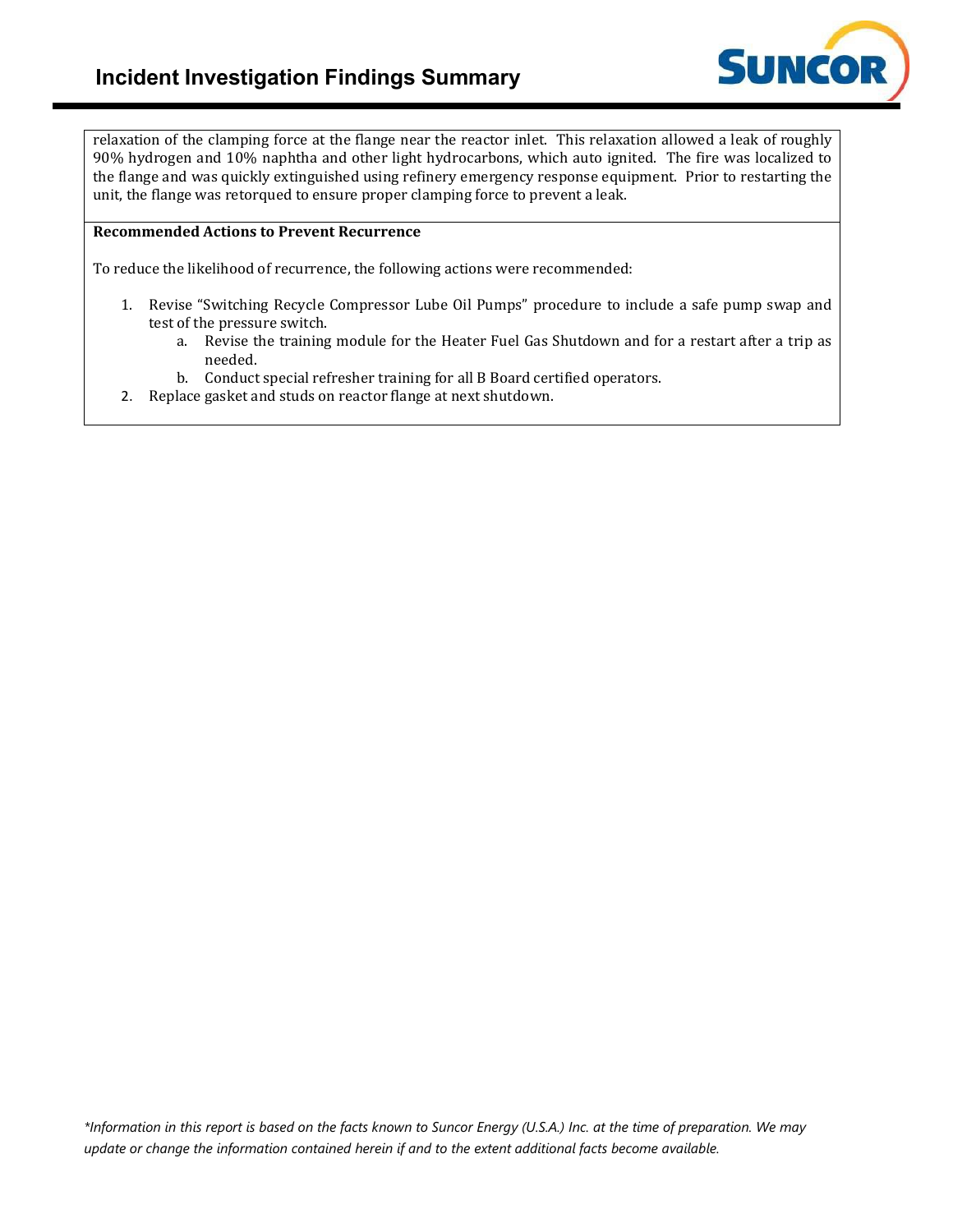relaxation of the clamping force at the flange near the reactor inlet. This relaxation allowed a leak of roughly 90% hydrogen and 10% naphtha and other light hydrocarbons, which auto ignited. The fire was localized to the flange and was quickly extinguished using refinery emergency response equipment. Prior to restarting the unit, the flange was retorqued to ensure proper clamping force to prevent a leak.

**Recommended Actions to Prevent Recurrence**

To reduce the likelihood of recurrence, the following actions were recommended:

1. Revise "Switching Recycle Compressor Lube Oil Pumps" procedure to include a safe pump swap and test of the pressure switch.
    a. Revise the training module for the Heater Fuel Gas Shutdown and for a restart after a trip as needed.
    b. Conduct special refresher training for all B Board certified operators.
2. Replace gasket and studs on reactor flange at next shutdown.

*\*Information in this report is based on the facts known to Suncor Energy (U.S.A.) Inc. at the time of preparation. We may update or change the information contained herein if and to the extent additional facts become available.*